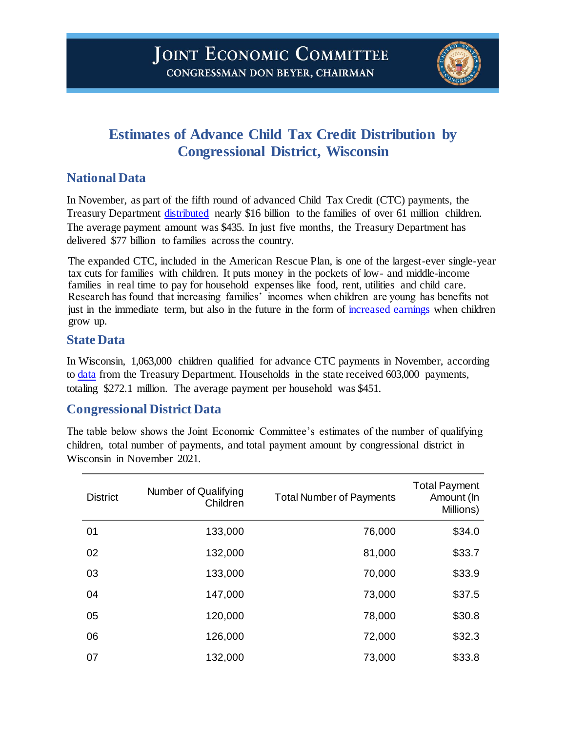# Joint Economic Committee

**Congressman Don Beyer, Chairman**

## Estimates of Advance Child Tax Credit Distribution by Congressional District, Wisconsin

### National Data

In November, as part of the fifth round of advanced Child Tax Credit (CTC) payments, the Treasury Department distributed nearly $16 billion to the families of over 61 million children. The average payment amount was $435. In just five months, the Treasury Department has delivered $77 billion to families across the country.

The expanded CTC, included in the American Rescue Plan, is one of the largest-ever single-year tax cuts for families with children. It puts money in the pockets of low- and middle-income families in real time to pay for household expenses like food, rent, utilities and child care. Research has found that increasing families' incomes when children are young has benefits not just in the immediate term, but also in the future in the form of increased earnings when children grow up.

### State Data

In Wisconsin, 1,063,000 children qualified for advance CTC payments in November, according to data from the Treasury Department. Households in the state received 603,000 payments, totaling $272.1 million. The average payment per household was $451.

### Congressional District Data

The table below shows the Joint Economic Committee's estimates of the number of qualifying children, total number of payments, and total payment amount by congressional district in Wisconsin in November 2021.

| District | Number of Qualifying Children | Total Number of Payments | Total Payment Amount (In Millions) |
|---|---|---|---|
| 01 | 133,000 | 76,000 | $34.0 |
| 02 | 132,000 | 81,000 | $33.7 |
| 03 | 133,000 | 70,000 | $33.9 |
| 04 | 147,000 | 73,000 | $37.5 |
| 05 | 120,000 | 78,000 | $30.8 |
| 06 | 126,000 | 72,000 | $32.3 |
| 07 | 132,000 | 73,000 | $33.8 |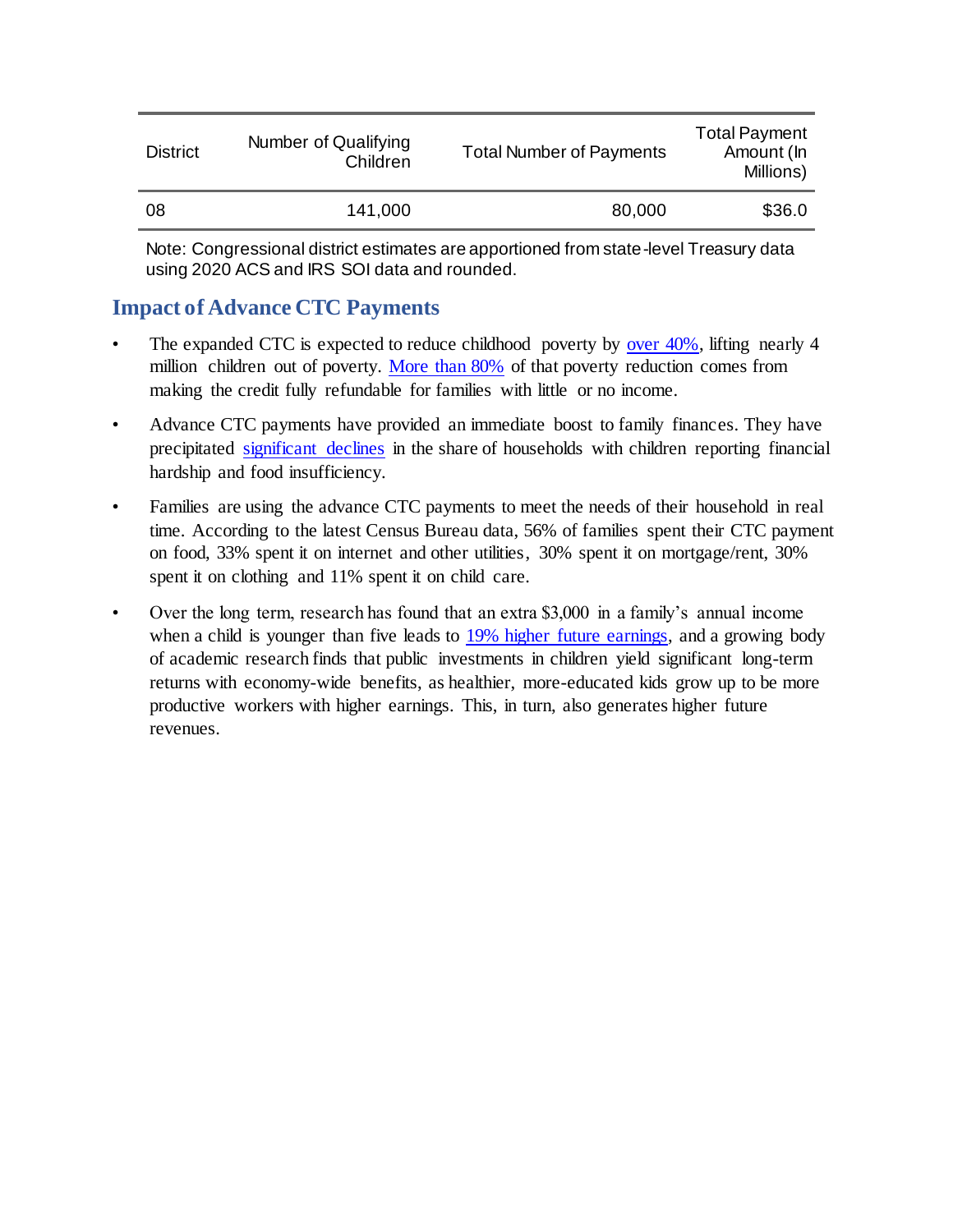| District | Number of Qualifying Children | Total Number of Payments | Total Payment Amount (In Millions) |
|---|---|---|---|
| 08 | 141,000 | 80,000 | $36.0 |

Note: Congressional district estimates are apportioned from state-level Treasury data using 2020 ACS and IRS SOI data and rounded.

## Impact of Advance CTC Payments

- The expanded CTC is expected to reduce childhood poverty by over 40%, lifting nearly 4 million children out of poverty. More than 80% of that poverty reduction comes from making the credit fully refundable for families with little or no income.
- Advance CTC payments have provided an immediate boost to family finances. They have precipitated significant declines in the share of households with children reporting financial hardship and food insufficiency.
- Families are using the advance CTC payments to meet the needs of their household in real time. According to the latest Census Bureau data, 56% of families spent their CTC payment on food, 33% spent it on internet and other utilities, 30% spent it on mortgage/rent, 30% spent it on clothing and 11% spent it on child care.
- Over the long term, research has found that an extra $3,000 in a family's annual income when a child is younger than five leads to 19% higher future earnings, and a growing body of academic research finds that public investments in children yield significant long-term returns with economy-wide benefits, as healthier, more-educated kids grow up to be more productive workers with higher earnings. This, in turn, also generates higher future revenues.